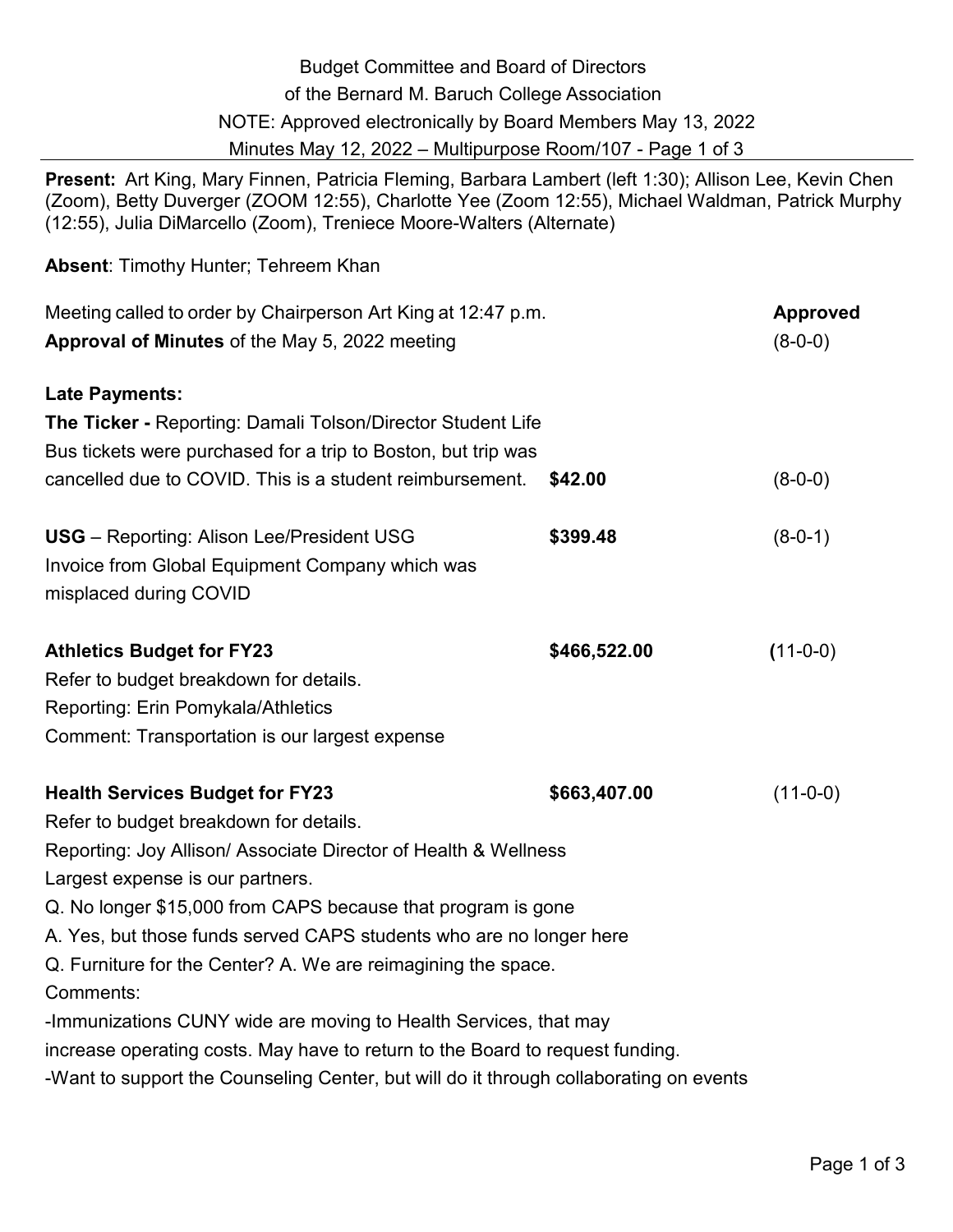Budget Committee and Board of Directors
of the Bernard M. Baruch College Association
NOTE: Approved electronically by Board Members May 13, 2022
Minutes May 12, 2022 – Multipurpose Room/107

**Present:** Art King, Mary Finnen, Patricia Fleming, Barbara Lambert (left 1:30); Allison Lee, Kevin Chen (Zoom), Betty Duverger (ZOOM 12:55), Charlotte Yee (Zoom 12:55), Michael Waldman, Patrick Murphy (12:55), Julia DiMarcello (Zoom), Treniece Moore-Walters (Alternate)

**Absent**: Timothy Hunter; Tehreem Khan

| | | **Approved** |
|---|---|---|
| Meeting called to order by Chairperson Art King at 12:47 p.m. | | |
| **Approval of Minutes** of the May 5, 2022 meeting | | (8-0-0) |
| **Late Payments:** | | |
| **The Ticker -** Reporting: Damali Tolson/Director Student Life<br>Bus tickets were purchased for a trip to Boston, but trip was cancelled due to COVID. This is a student reimbursement. | **$42.00** | (8-0-0) |
| **USG** – Reporting: Alison Lee/President USG<br>Invoice from Global Equipment Company which was misplaced during COVID | **$399.48** | (8-0-1) |
| **Athletics Budget for FY23**<br>Refer to budget breakdown for details.<br>Reporting: Erin Pomykala/Athletics<br>Comment: Transportation is our largest expense | **$466,522.00** | **(**11-0-0) |
| **Health Services Budget for FY23** | **$663,407.00** | (11-0-0) |

Refer to budget breakdown for details.
Reporting: Joy Allison/ Associate Director of Health & Wellness
Largest expense is our partners.
Q. No longer $15,000 from CAPS because that program is gone
A. Yes, but those funds served CAPS students who are no longer here
Q. Furniture for the Center? A. We are reimagining the space.
Comments:
-Immunizations CUNY wide are moving to Health Services, that may increase operating costs. May have to return to the Board to request funding.
-Want to support the Counseling Center, but will do it through collaborating on events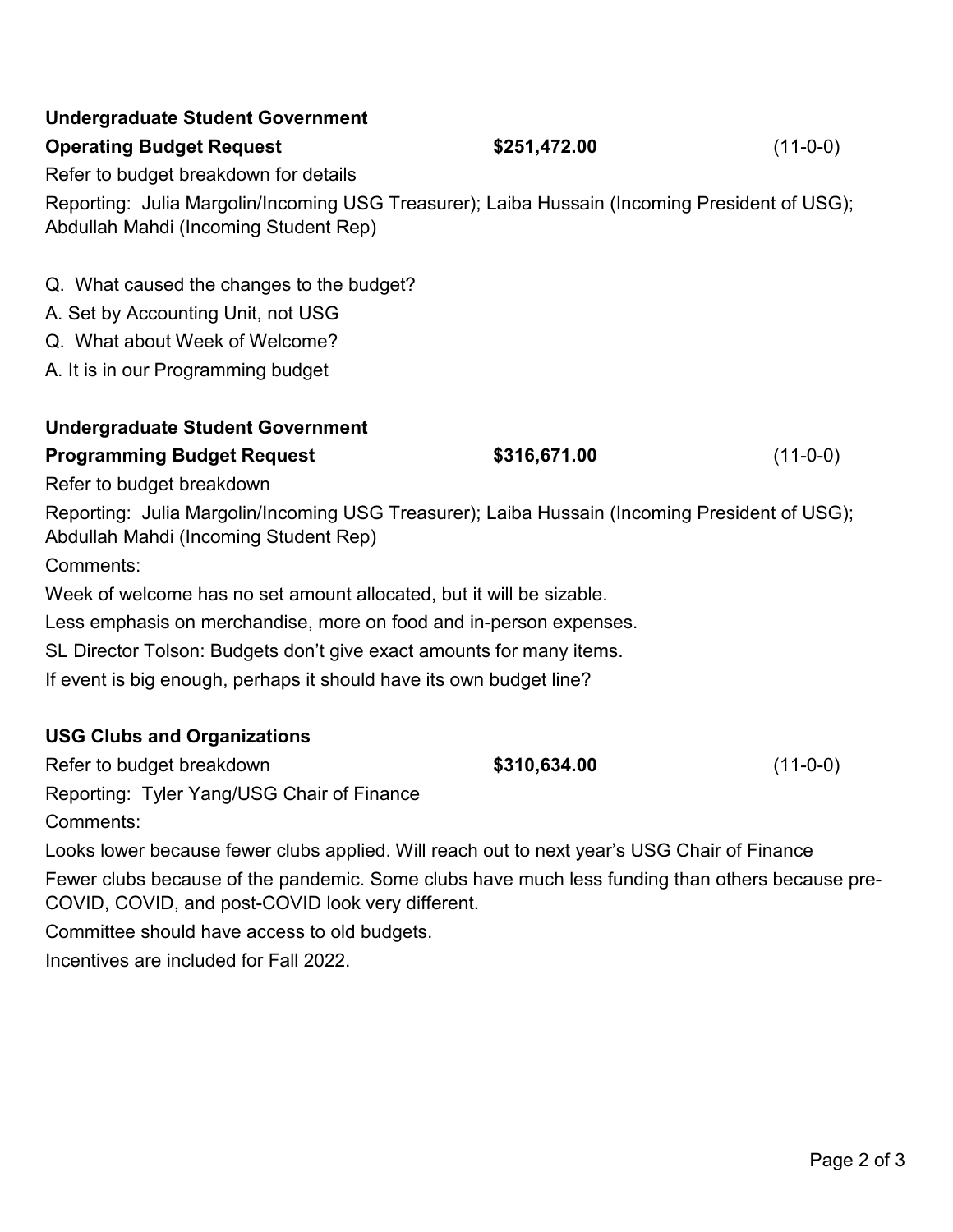**Undergraduate Student Government**

**Operating Budget Request** **$251,472.00** (11-0-0)

Refer to budget breakdown for details

Reporting: Julia Margolin/Incoming USG Treasurer); Laiba Hussain (Incoming President of USG); Abdullah Mahdi (Incoming Student Rep)

Q. What caused the changes to the budget?

A. Set by Accounting Unit, not USG

Q. What about Week of Welcome?

A. It is in our Programming budget

**Undergraduate Student Government**

**Programming Budget Request** **$316,671.00** (11-0-0)

Refer to budget breakdown

Reporting: Julia Margolin/Incoming USG Treasurer); Laiba Hussain (Incoming President of USG); Abdullah Mahdi (Incoming Student Rep)

Comments:

Week of welcome has no set amount allocated, but it will be sizable.

Less emphasis on merchandise, more on food and in-person expenses.

SL Director Tolson: Budgets don't give exact amounts for many items.

If event is big enough, perhaps it should have its own budget line?

**USG Clubs and Organizations**

Refer to budget breakdown **$310,634.00** (11-0-0)

Reporting: Tyler Yang/USG Chair of Finance

Comments:

Looks lower because fewer clubs applied. Will reach out to next year's USG Chair of Finance

Fewer clubs because of the pandemic. Some clubs have much less funding than others because pre-COVID, COVID, and post-COVID look very different.

Committee should have access to old budgets.

Incentives are included for Fall 2022.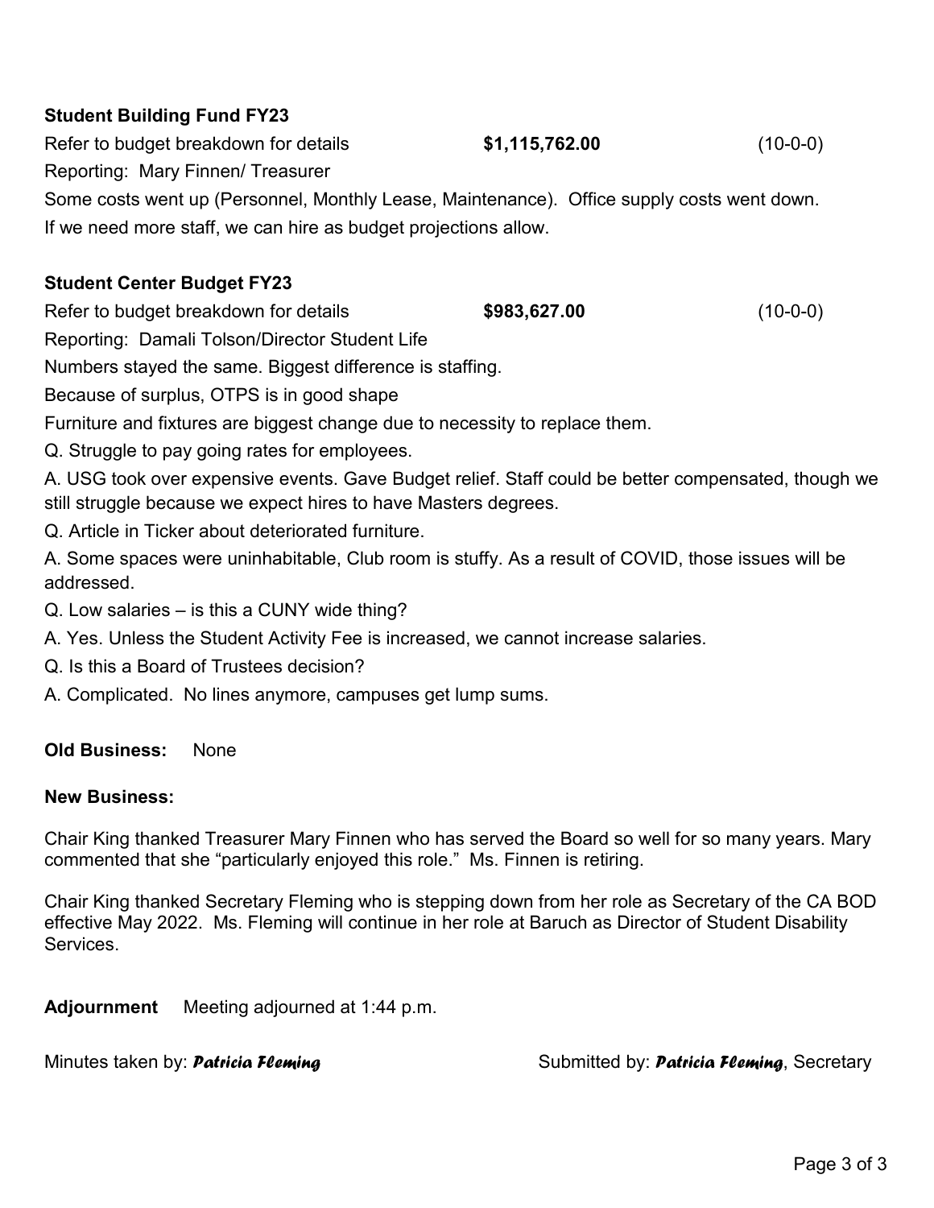**Student Building Fund FY23**

Refer to budget breakdown for details **$1,115,762.00** (10-0-0)

Reporting: Mary Finnen/ Treasurer

Some costs went up (Personnel, Monthly Lease, Maintenance). Office supply costs went down.

If we need more staff, we can hire as budget projections allow.

**Student Center Budget FY23**

Refer to budget breakdown for details **$983,627.00** (10-0-0)

Reporting: Damali Tolson/Director Student Life

Numbers stayed the same. Biggest difference is staffing.

Because of surplus, OTPS is in good shape

Furniture and fixtures are biggest change due to necessity to replace them.

Q. Struggle to pay going rates for employees.

A. USG took over expensive events. Gave Budget relief. Staff could be better compensated, though we still struggle because we expect hires to have Masters degrees.

Q. Article in Ticker about deteriorated furniture.

A. Some spaces were uninhabitable, Club room is stuffy. As a result of COVID, those issues will be addressed.

Q. Low salaries – is this a CUNY wide thing?

A. Yes. Unless the Student Activity Fee is increased, we cannot increase salaries.

Q. Is this a Board of Trustees decision?

A. Complicated. No lines anymore, campuses get lump sums.

**Old Business:** None

**New Business:**

Chair King thanked Treasurer Mary Finnen who has served the Board so well for so many years. Mary commented that she "particularly enjoyed this role." Ms. Finnen is retiring.

Chair King thanked Secretary Fleming who is stepping down from her role as Secretary of the CA BOD effective May 2022. Ms. Fleming will continue in her role at Baruch as Director of Student Disability Services.

**Adjournment** Meeting adjourned at 1:44 p.m.

Minutes taken by: ***Patricia Fleming*** Submitted by: ***Patricia Fleming***, Secretary